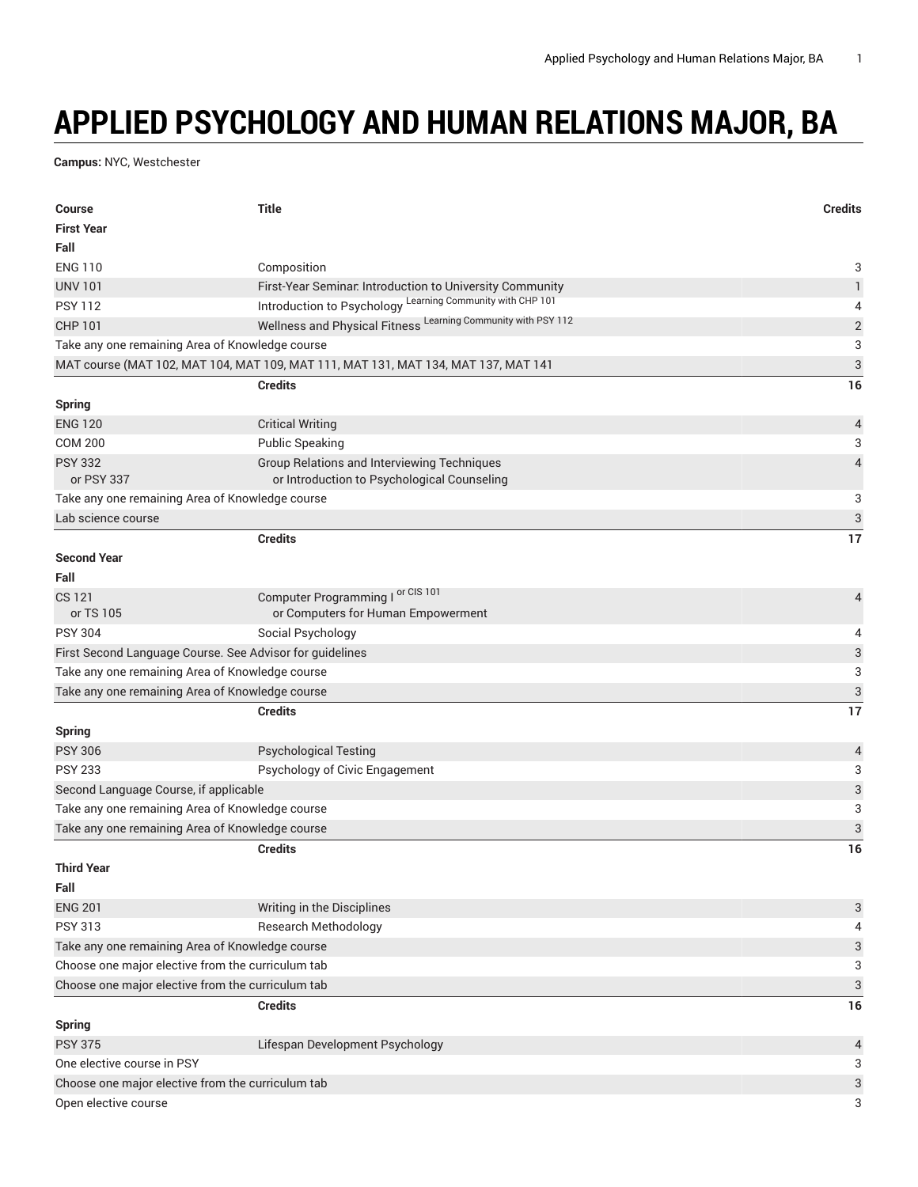# APPLIED PSYCHOLOGY AND HUMAN RELATIONS MAJOR, BA

**Campus:** NYC, Westchester

| Course | Title | Credits |
|---|---|---|
| **First Year** | | |
| **Fall** | | |
| ENG 110 | Composition | 3 |
| UNV 101 | First-Year Seminar: Introduction to University Community | 1 |
| PSY 112 | Introduction to Psychology [Learning Community with CHP 101] | 4 |
| CHP 101 | Wellness and Physical Fitness [Learning Community with PSY 112] | 2 |
| Take any one remaining Area of Knowledge course | | 3 |
| MAT course (MAT 102, MAT 104, MAT 109, MAT 111, MAT 131, MAT 134, MAT 137, MAT 141 | | 3 |
| | **Credits** | **16** |
| **Spring** | | |
| ENG 120 | Critical Writing | 4 |
| COM 200 | Public Speaking | 3 |
| PSY 332<br>or PSY 337 | Group Relations and Interviewing Techniques<br>or Introduction to Psychological Counseling | 4 |
| Take any one remaining Area of Knowledge course | | 3 |
| Lab science course | | 3 |
| | **Credits** | **17** |
| **Second Year** | | |
| **Fall** | | |
| CS 121<br>or TS 105 | Computer Programming I [or CIS 101]<br>or Computers for Human Empowerment | 4 |
| PSY 304 | Social Psychology | 4 |
| First Second Language Course. See Advisor for guidelines | | 3 |
| Take any one remaining Area of Knowledge course | | 3 |
| Take any one remaining Area of Knowledge course | | 3 |
| | **Credits** | **17** |
| **Spring** | | |
| PSY 306 | Psychological Testing | 4 |
| PSY 233 | Psychology of Civic Engagement | 3 |
| Second Language Course, if applicable | | 3 |
| Take any one remaining Area of Knowledge course | | 3 |
| Take any one remaining Area of Knowledge course | | 3 |
| | **Credits** | **16** |
| **Third Year** | | |
| **Fall** | | |
| ENG 201 | Writing in the Disciplines | 3 |
| PSY 313 | Research Methodology | 4 |
| Take any one remaining Area of Knowledge course | | 3 |
| Choose one major elective from the curriculum tab | | 3 |
| Choose one major elective from the curriculum tab | | 3 |
| | **Credits** | **16** |
| **Spring** | | |
| PSY 375 | Lifespan Development Psychology | 4 |
| One elective course in PSY | | 3 |
| Choose one major elective from the curriculum tab | | 3 |
| Open elective course | | 3 |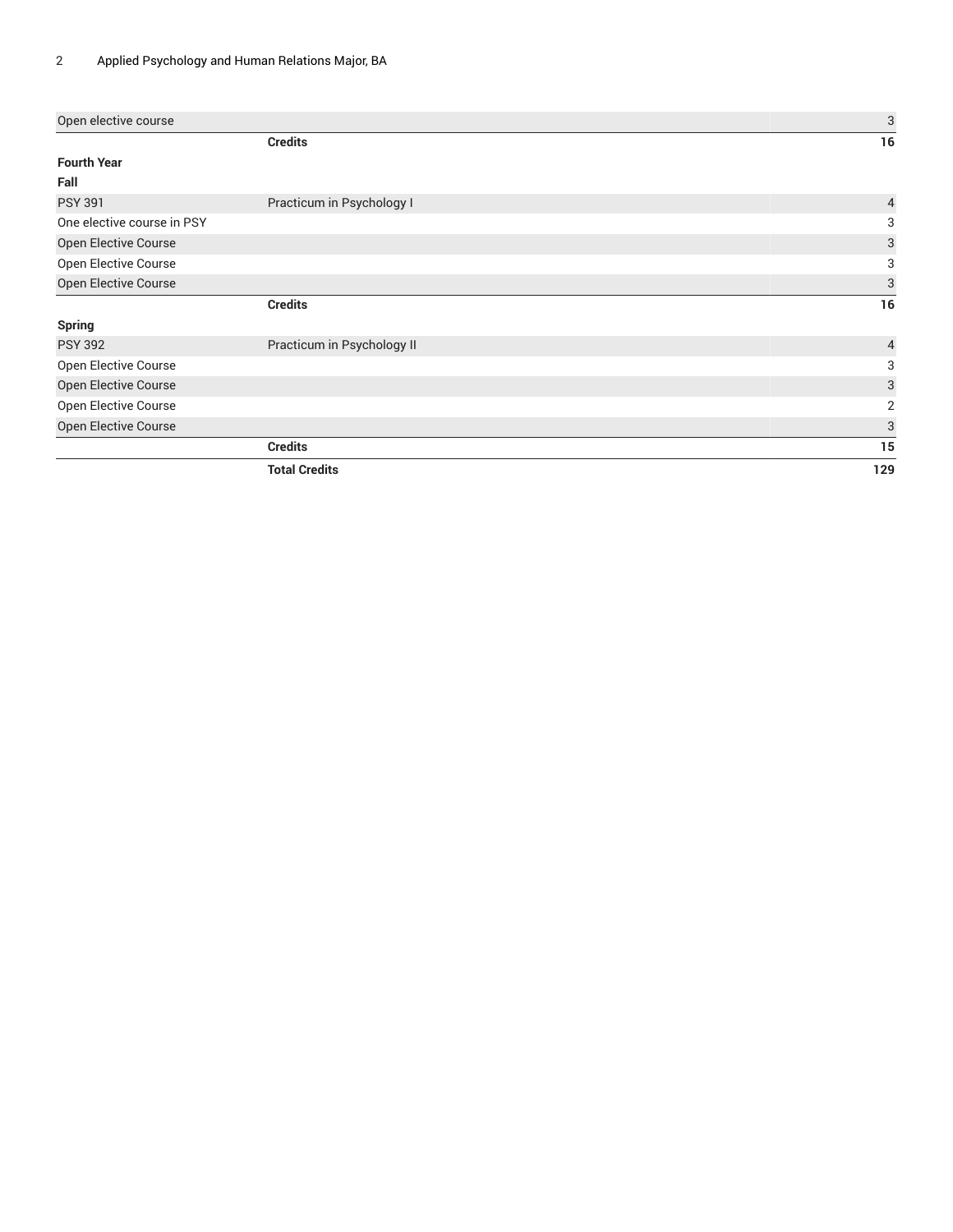| | | |
|---|---|---|
| Open elective course | | 3 |
| | **Credits** | **16** |
| **Fourth Year** | | |
| **Fall** | | |
| PSY 391 | Practicum in Psychology I | 4 |
| One elective course in PSY | | 3 |
| Open Elective Course | | 3 |
| Open Elective Course | | 3 |
| Open Elective Course | | 3 |
| | **Credits** | **16** |
| **Spring** | | |
| PSY 392 | Practicum in Psychology II | 4 |
| Open Elective Course | | 3 |
| Open Elective Course | | 3 |
| Open Elective Course | | 2 |
| Open Elective Course | | 3 |
| | **Credits** | **15** |
| | **Total Credits** | **129** |